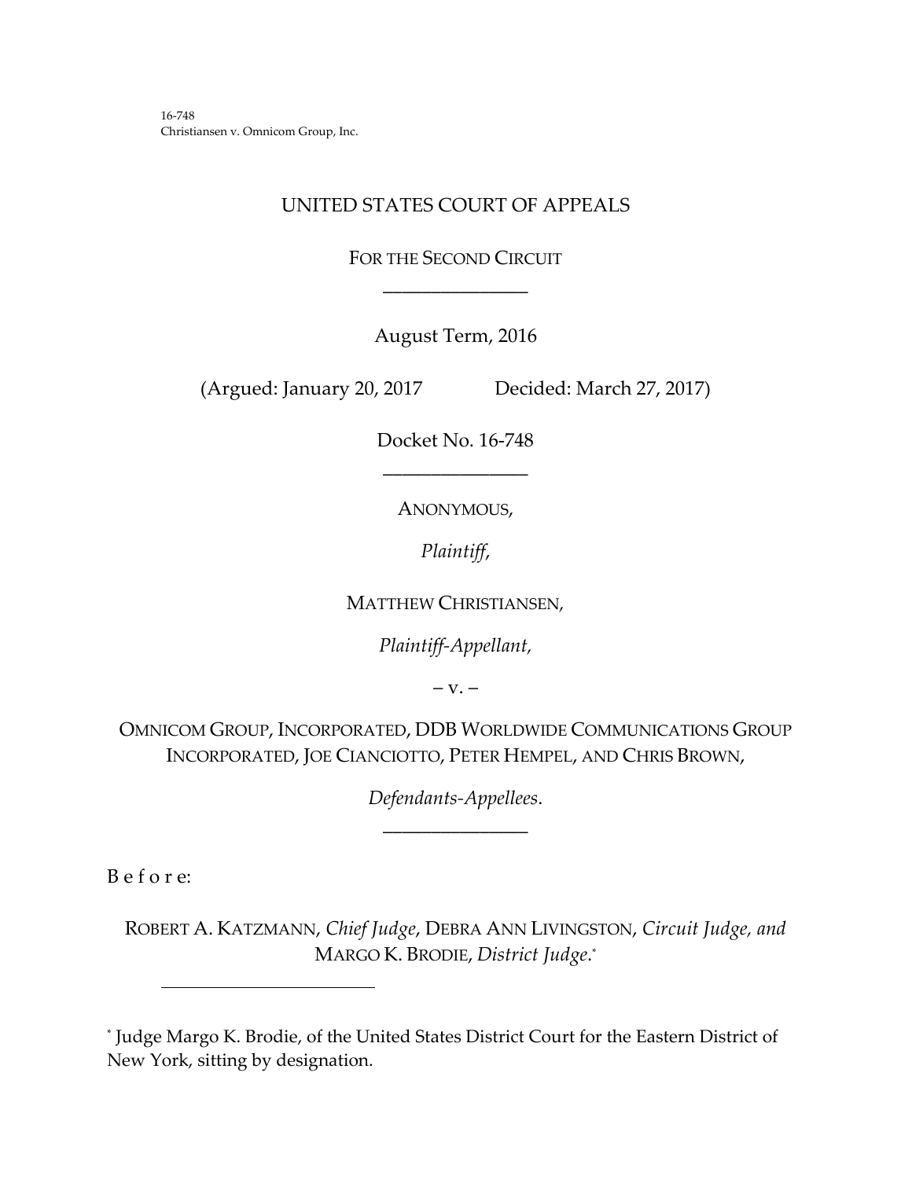16-748
Christiansen v. Omnicom Group, Inc.

UNITED STATES COURT OF APPEALS

FOR THE SECOND CIRCUIT

\_\_\_\_\_\_\_\_\_\_\_\_\_\_\_\_

August Term, 2016

(Argued: January 20, 2017 Decided: March 27, 2017)

Docket No. 16-748

\_\_\_\_\_\_\_\_\_\_\_\_\_\_\_\_

ANONYMOUS,

*Plaintiff*,

MATTHEW CHRISTIANSEN,

*Plaintiff-Appellant*,

– v. –

OMNICOM GROUP, INCORPORATED, DDB WORLDWIDE COMMUNICATIONS GROUP INCORPORATED, JOE CIANCIOTTO, PETER HEMPEL, AND CHRIS BROWN,

*Defendants-Appellees*.

\_\_\_\_\_\_\_\_\_\_\_\_\_\_\_\_

B e f o r e:

ROBERT A. KATZMANN, *Chief Judge*, DEBRA ANN LIVINGSTON, *Circuit Judge, and* MARGO K. BRODIE, *District Judge*.*

---

* Judge Margo K. Brodie, of the United States District Court for the Eastern District of New York, sitting by designation.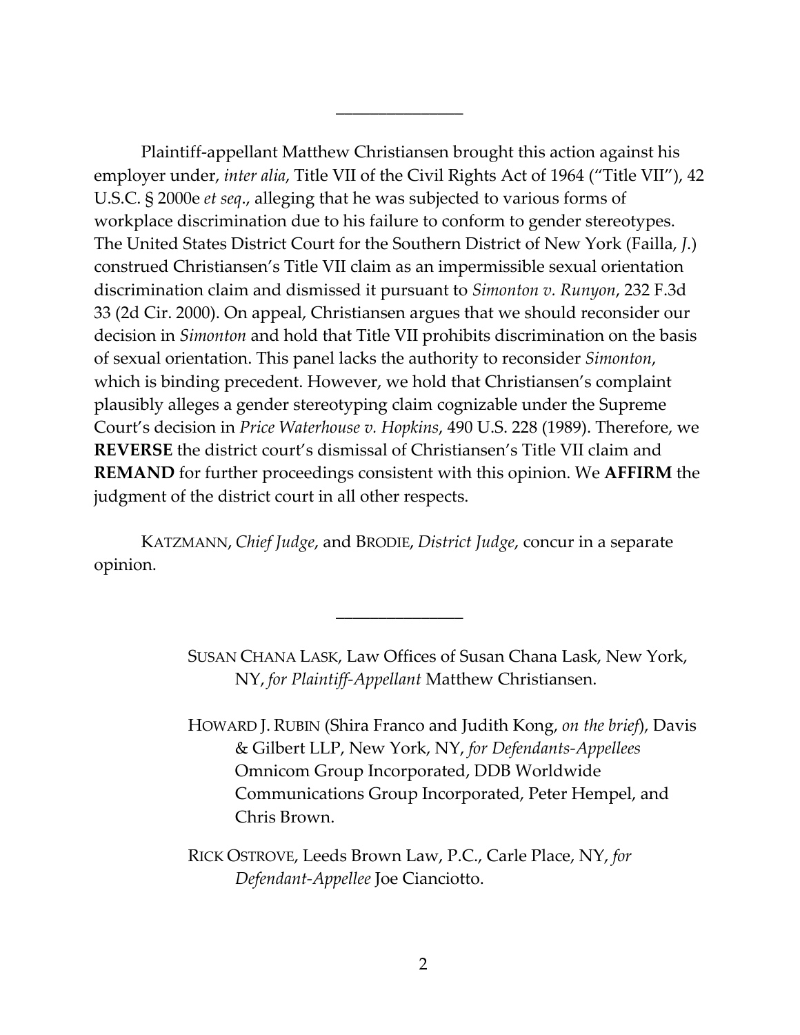______________

Plaintiff-appellant Matthew Christiansen brought this action against his employer under, *inter alia*, Title VII of the Civil Rights Act of 1964 ("Title VII"), 42 U.S.C. § 2000e *et seq*., alleging that he was subjected to various forms of workplace discrimination due to his failure to conform to gender stereotypes. The United States District Court for the Southern District of New York (Failla, *J.*) construed Christiansen's Title VII claim as an impermissible sexual orientation discrimination claim and dismissed it pursuant to *Simonton v. Runyon*, 232 F.3d 33 (2d Cir. 2000). On appeal, Christiansen argues that we should reconsider our decision in *Simonton* and hold that Title VII prohibits discrimination on the basis of sexual orientation. This panel lacks the authority to reconsider *Simonton*, which is binding precedent. However, we hold that Christiansen's complaint plausibly alleges a gender stereotyping claim cognizable under the Supreme Court's decision in *Price Waterhouse v. Hopkins*, 490 U.S. 228 (1989). Therefore, we **REVERSE** the district court's dismissal of Christiansen's Title VII claim and **REMAND** for further proceedings consistent with this opinion. We **AFFIRM** the judgment of the district court in all other respects.

KATZMANN, *Chief Judge*, and BRODIE, *District Judge*, concur in a separate opinion.

______________

SUSAN CHANA LASK, Law Offices of Susan Chana Lask, New York, NY, *for Plaintiff-Appellant* Matthew Christiansen.

HOWARD J. RUBIN (Shira Franco and Judith Kong, *on the brief*), Davis & Gilbert LLP, New York, NY, *for Defendants-Appellees* Omnicom Group Incorporated, DDB Worldwide Communications Group Incorporated, Peter Hempel, and Chris Brown.

RICK OSTROVE, Leeds Brown Law, P.C., Carle Place, NY, *for Defendant-Appellee* Joe Cianciotto.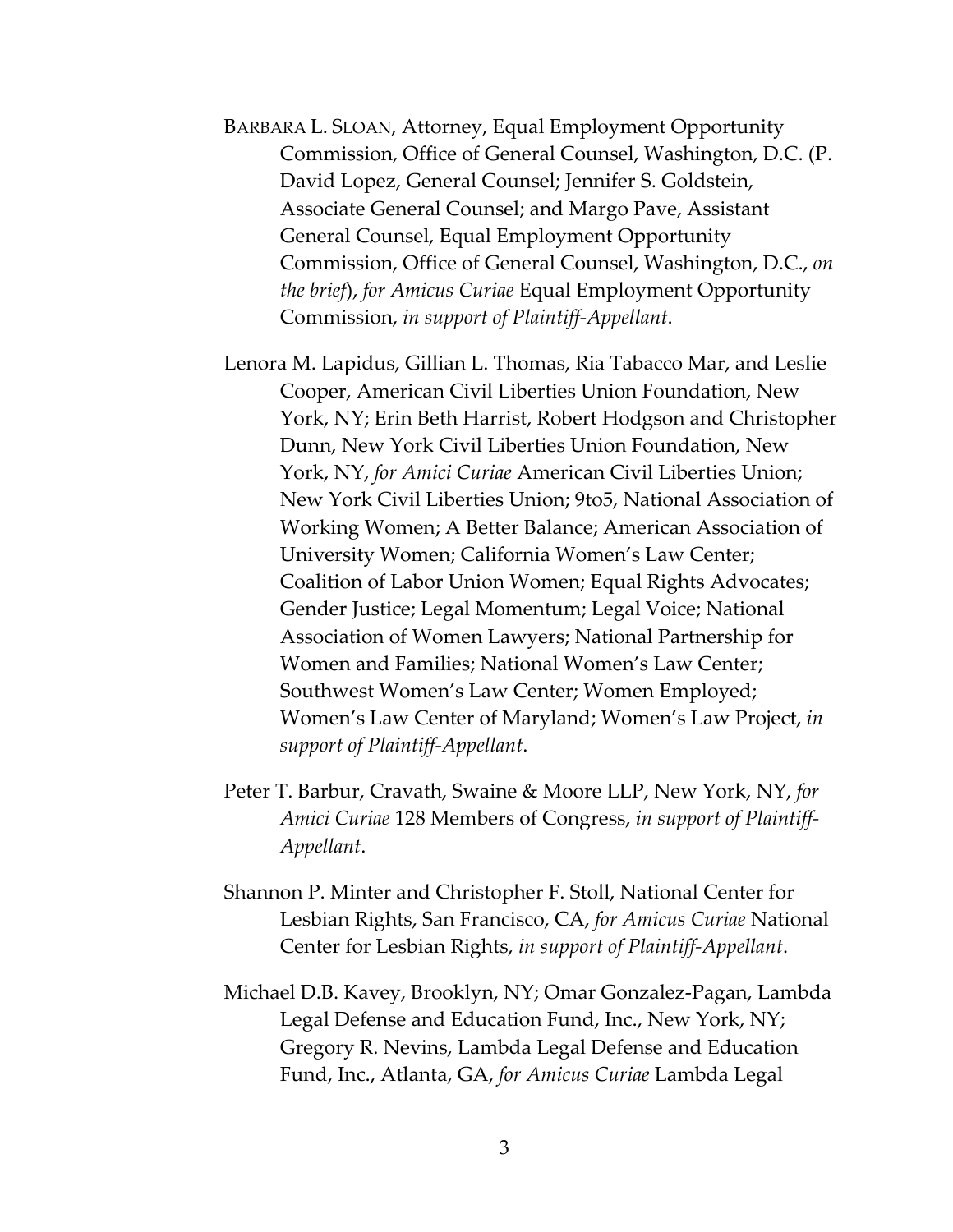BARBARA L. SLOAN, Attorney, Equal Employment Opportunity Commission, Office of General Counsel, Washington, D.C. (P. David Lopez, General Counsel; Jennifer S. Goldstein, Associate General Counsel; and Margo Pave, Assistant General Counsel, Equal Employment Opportunity Commission, Office of General Counsel, Washington, D.C., *on the brief*), *for Amicus Curiae* Equal Employment Opportunity Commission, *in support of Plaintiff-Appellant*.

Lenora M. Lapidus, Gillian L. Thomas, Ria Tabacco Mar, and Leslie Cooper, American Civil Liberties Union Foundation, New York, NY; Erin Beth Harrist, Robert Hodgson and Christopher Dunn, New York Civil Liberties Union Foundation, New York, NY, *for Amici Curiae* American Civil Liberties Union; New York Civil Liberties Union; 9to5, National Association of Working Women; A Better Balance; American Association of University Women; California Women's Law Center; Coalition of Labor Union Women; Equal Rights Advocates; Gender Justice; Legal Momentum; Legal Voice; National Association of Women Lawyers; National Partnership for Women and Families; National Women's Law Center; Southwest Women's Law Center; Women Employed; Women's Law Center of Maryland; Women's Law Project, *in support of Plaintiff-Appellant*.

Peter T. Barbur, Cravath, Swaine & Moore LLP, New York, NY, *for Amici Curiae* 128 Members of Congress, *in support of Plaintiff-Appellant*.

Shannon P. Minter and Christopher F. Stoll, National Center for Lesbian Rights, San Francisco, CA, *for Amicus Curiae* National Center for Lesbian Rights, *in support of Plaintiff-Appellant*.

Michael D.B. Kavey, Brooklyn, NY; Omar Gonzalez-Pagan, Lambda Legal Defense and Education Fund, Inc., New York, NY; Gregory R. Nevins, Lambda Legal Defense and Education Fund, Inc., Atlanta, GA, *for Amicus Curiae* Lambda Legal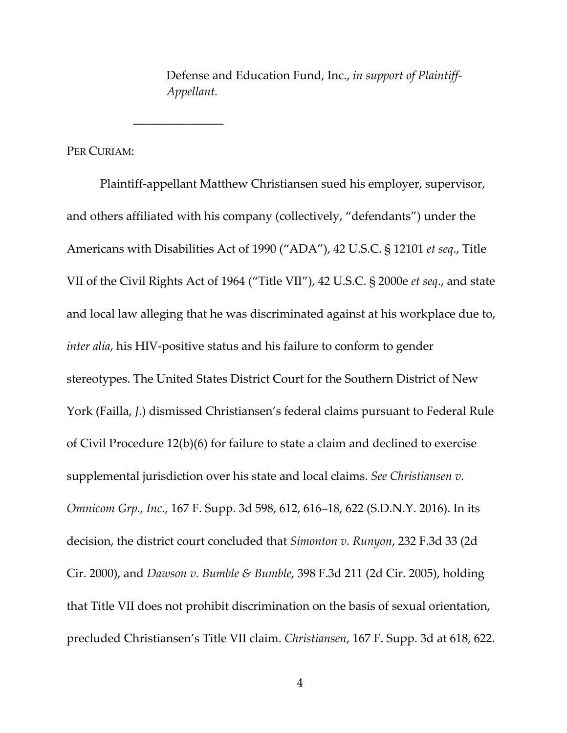Defense and Education Fund, Inc., *in support of Plaintiff-Appellant.*

_______________

PER CURIAM:

Plaintiff-appellant Matthew Christiansen sued his employer, supervisor, and others affiliated with his company (collectively, "defendants") under the Americans with Disabilities Act of 1990 ("ADA"), 42 U.S.C. § 12101 *et seq*., Title VII of the Civil Rights Act of 1964 ("Title VII"), 42 U.S.C. § 2000e *et seq*., and state and local law alleging that he was discriminated against at his workplace due to, *inter alia*, his HIV-positive status and his failure to conform to gender stereotypes. The United States District Court for the Southern District of New York (Failla, *J*.) dismissed Christiansen's federal claims pursuant to Federal Rule of Civil Procedure 12(b)(6) for failure to state a claim and declined to exercise supplemental jurisdiction over his state and local claims. *See Christiansen v. Omnicom Grp., Inc.*, 167 F. Supp. 3d 598, 612, 616–18, 622 (S.D.N.Y. 2016). In its decision, the district court concluded that *Simonton v. Runyon*, 232 F.3d 33 (2d Cir. 2000), and *Dawson v. Bumble & Bumble*, 398 F.3d 211 (2d Cir. 2005), holding that Title VII does not prohibit discrimination on the basis of sexual orientation, precluded Christiansen's Title VII claim. *Christiansen*, 167 F. Supp. 3d at 618, 622.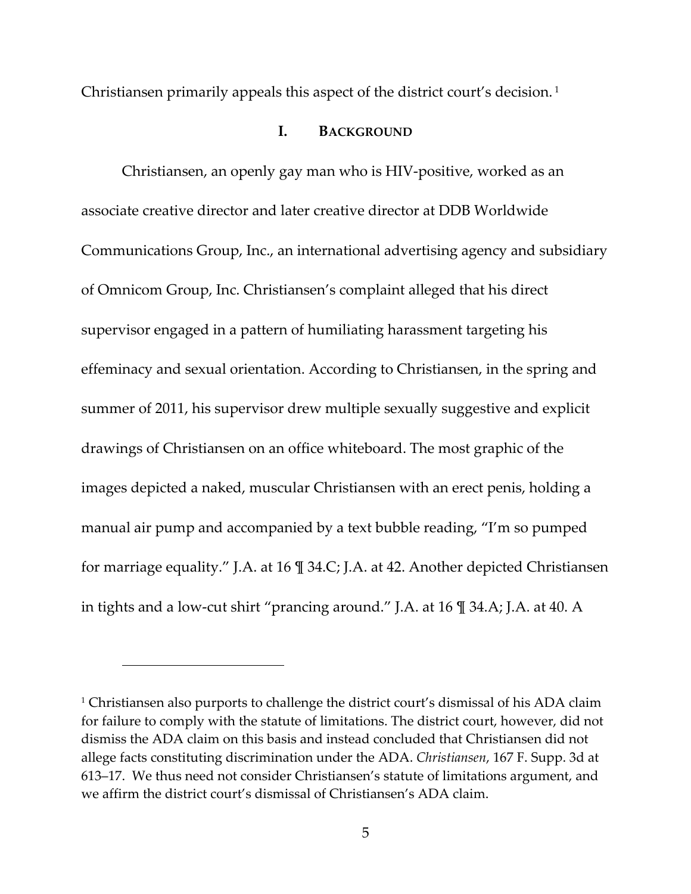Christiansen primarily appeals this aspect of the district court's decision.[1]

## I. BACKGROUND

Christiansen, an openly gay man who is HIV-positive, worked as an associate creative director and later creative director at DDB Worldwide Communications Group, Inc., an international advertising agency and subsidiary of Omnicom Group, Inc. Christiansen's complaint alleged that his direct supervisor engaged in a pattern of humiliating harassment targeting his effeminacy and sexual orientation. According to Christiansen, in the spring and summer of 2011, his supervisor drew multiple sexually suggestive and explicit drawings of Christiansen on an office whiteboard. The most graphic of the images depicted a naked, muscular Christiansen with an erect penis, holding a manual air pump and accompanied by a text bubble reading, "I'm so pumped for marriage equality." J.A. at 16 ¶ 34.C; J.A. at 42. Another depicted Christiansen in tights and a low-cut shirt "prancing around." J.A. at 16 ¶ 34.A; J.A. at 40. A

---

[1] Christiansen also purports to challenge the district court's dismissal of his ADA claim for failure to comply with the statute of limitations. The district court, however, did not dismiss the ADA claim on this basis and instead concluded that Christiansen did not allege facts constituting discrimination under the ADA. *Christiansen*, 167 F. Supp. 3d at 613–17. We thus need not consider Christiansen's statute of limitations argument, and we affirm the district court's dismissal of Christiansen's ADA claim.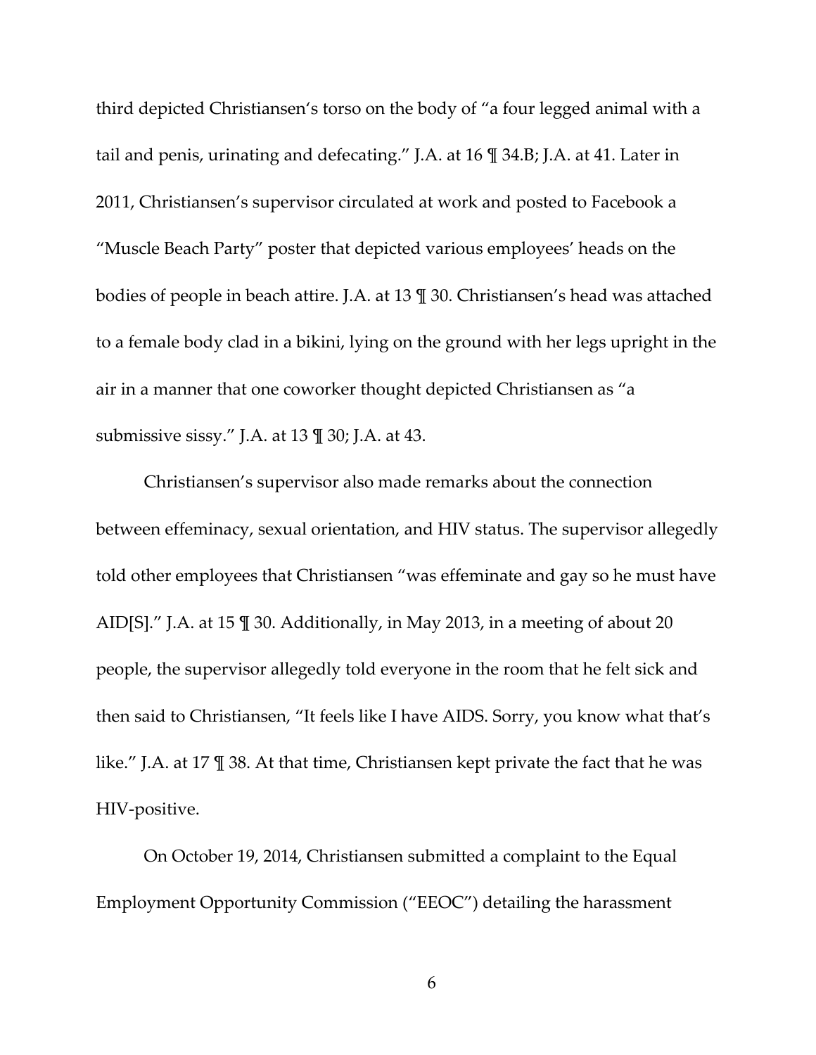third depicted Christiansen's torso on the body of "a four legged animal with a tail and penis, urinating and defecating." J.A. at 16 ¶ 34.B; J.A. at 41. Later in 2011, Christiansen's supervisor circulated at work and posted to Facebook a "Muscle Beach Party" poster that depicted various employees' heads on the bodies of people in beach attire. J.A. at 13 ¶ 30. Christiansen's head was attached to a female body clad in a bikini, lying on the ground with her legs upright in the air in a manner that one coworker thought depicted Christiansen as "a submissive sissy." J.A. at 13 ¶ 30; J.A. at 43.

Christiansen's supervisor also made remarks about the connection between effeminacy, sexual orientation, and HIV status. The supervisor allegedly told other employees that Christiansen "was effeminate and gay so he must have AID[S]." J.A. at 15 ¶ 30. Additionally, in May 2013, in a meeting of about 20 people, the supervisor allegedly told everyone in the room that he felt sick and then said to Christiansen, "It feels like I have AIDS. Sorry, you know what that's like." J.A. at 17 ¶ 38. At that time, Christiansen kept private the fact that he was HIV-positive.

On October 19, 2014, Christiansen submitted a complaint to the Equal Employment Opportunity Commission ("EEOC") detailing the harassment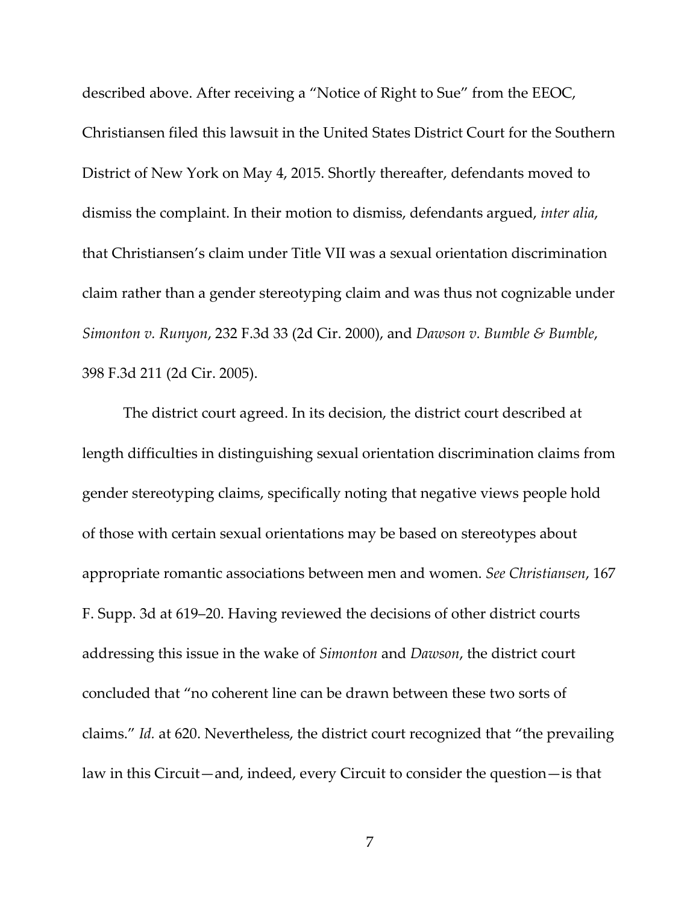described above. After receiving a "Notice of Right to Sue" from the EEOC, Christiansen filed this lawsuit in the United States District Court for the Southern District of New York on May 4, 2015. Shortly thereafter, defendants moved to dismiss the complaint. In their motion to dismiss, defendants argued, *inter alia*, that Christiansen's claim under Title VII was a sexual orientation discrimination claim rather than a gender stereotyping claim and was thus not cognizable under *Simonton v. Runyon*, 232 F.3d 33 (2d Cir. 2000), and *Dawson v. Bumble & Bumble*, 398 F.3d 211 (2d Cir. 2005).

The district court agreed. In its decision, the district court described at length difficulties in distinguishing sexual orientation discrimination claims from gender stereotyping claims, specifically noting that negative views people hold of those with certain sexual orientations may be based on stereotypes about appropriate romantic associations between men and women. *See Christiansen*, 167 F. Supp. 3d at 619–20. Having reviewed the decisions of other district courts addressing this issue in the wake of *Simonton* and *Dawson*, the district court concluded that "no coherent line can be drawn between these two sorts of claims." *Id.* at 620. Nevertheless, the district court recognized that "the prevailing law in this Circuit—and, indeed, every Circuit to consider the question—is that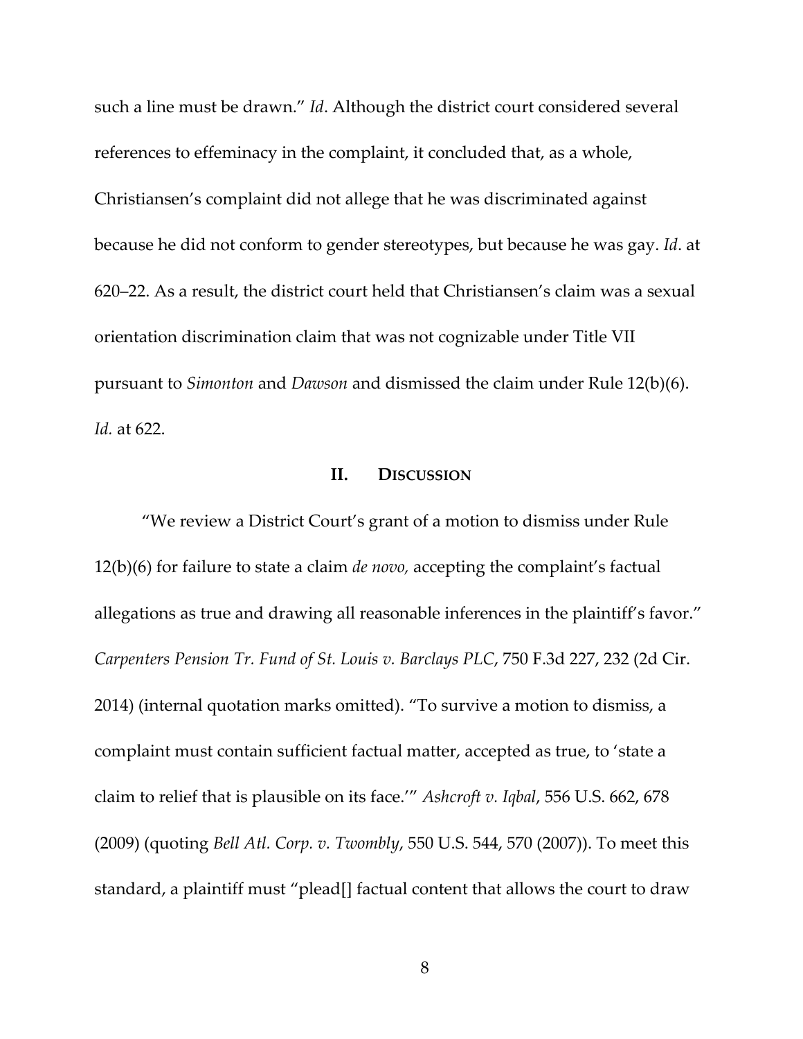such a line must be drawn." *Id*. Although the district court considered several references to effeminacy in the complaint, it concluded that, as a whole, Christiansen's complaint did not allege that he was discriminated against because he did not conform to gender stereotypes, but because he was gay. *Id*. at 620–22. As a result, the district court held that Christiansen's claim was a sexual orientation discrimination claim that was not cognizable under Title VII pursuant to *Simonton* and *Dawson* and dismissed the claim under Rule 12(b)(6). *Id.* at 622.

## II. Discussion

"We review a District Court's grant of a motion to dismiss under Rule 12(b)(6) for failure to state a claim *de novo,* accepting the complaint's factual allegations as true and drawing all reasonable inferences in the plaintiff's favor." *Carpenters Pension Tr. Fund of St. Louis v. Barclays PLC*, 750 F.3d 227, 232 (2d Cir. 2014) (internal quotation marks omitted). "To survive a motion to dismiss, a complaint must contain sufficient factual matter, accepted as true, to 'state a claim to relief that is plausible on its face.'" *Ashcroft v. Iqbal*, 556 U.S. 662, 678 (2009) (quoting *Bell Atl. Corp. v. Twombly*, 550 U.S. 544, 570 (2007)). To meet this standard, a plaintiff must "plead[] factual content that allows the court to draw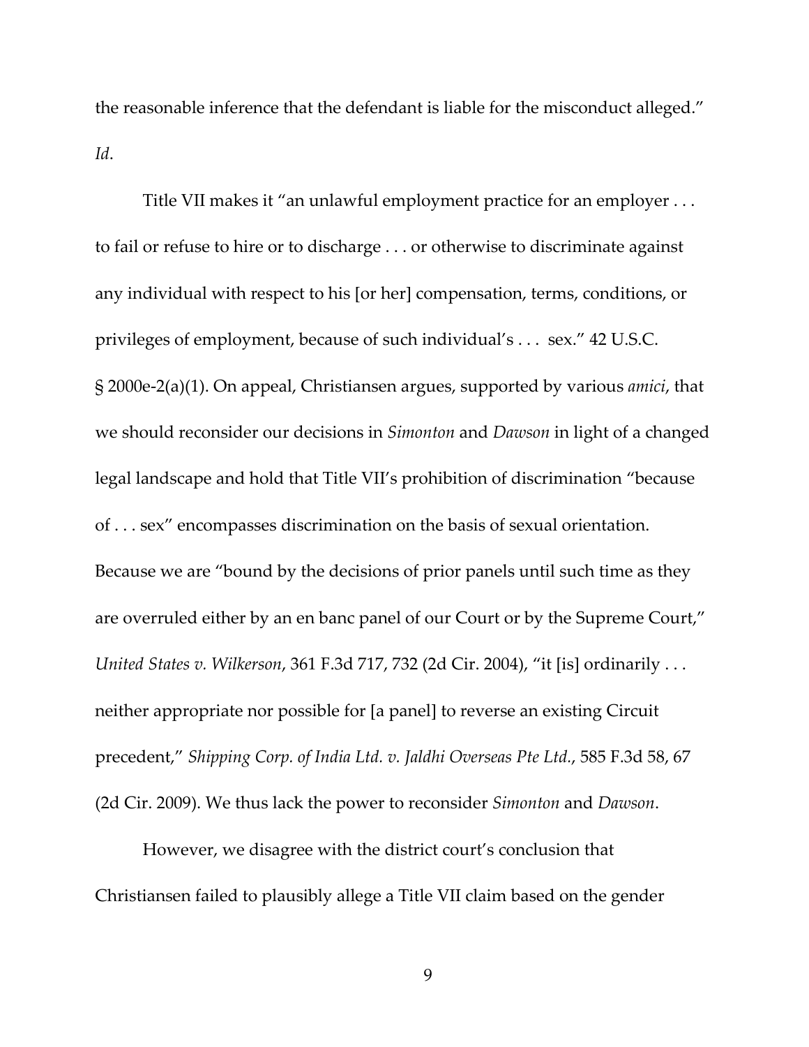the reasonable inference that the defendant is liable for the misconduct alleged." *Id*.

Title VII makes it "an unlawful employment practice for an employer . . . to fail or refuse to hire or to discharge . . . or otherwise to discriminate against any individual with respect to his [or her] compensation, terms, conditions, or privileges of employment, because of such individual's . . . sex." 42 U.S.C. § 2000e-2(a)(1). On appeal, Christiansen argues, supported by various *amici*, that we should reconsider our decisions in *Simonton* and *Dawson* in light of a changed legal landscape and hold that Title VII's prohibition of discrimination "because of . . . sex" encompasses discrimination on the basis of sexual orientation. Because we are "bound by the decisions of prior panels until such time as they are overruled either by an en banc panel of our Court or by the Supreme Court," *United States v. Wilkerson*, 361 F.3d 717, 732 (2d Cir. 2004), "it [is] ordinarily . . . neither appropriate nor possible for [a panel] to reverse an existing Circuit precedent," *Shipping Corp. of India Ltd. v. Jaldhi Overseas Pte Ltd.*, 585 F.3d 58, 67 (2d Cir. 2009). We thus lack the power to reconsider *Simonton* and *Dawson*.

However, we disagree with the district court's conclusion that Christiansen failed to plausibly allege a Title VII claim based on the gender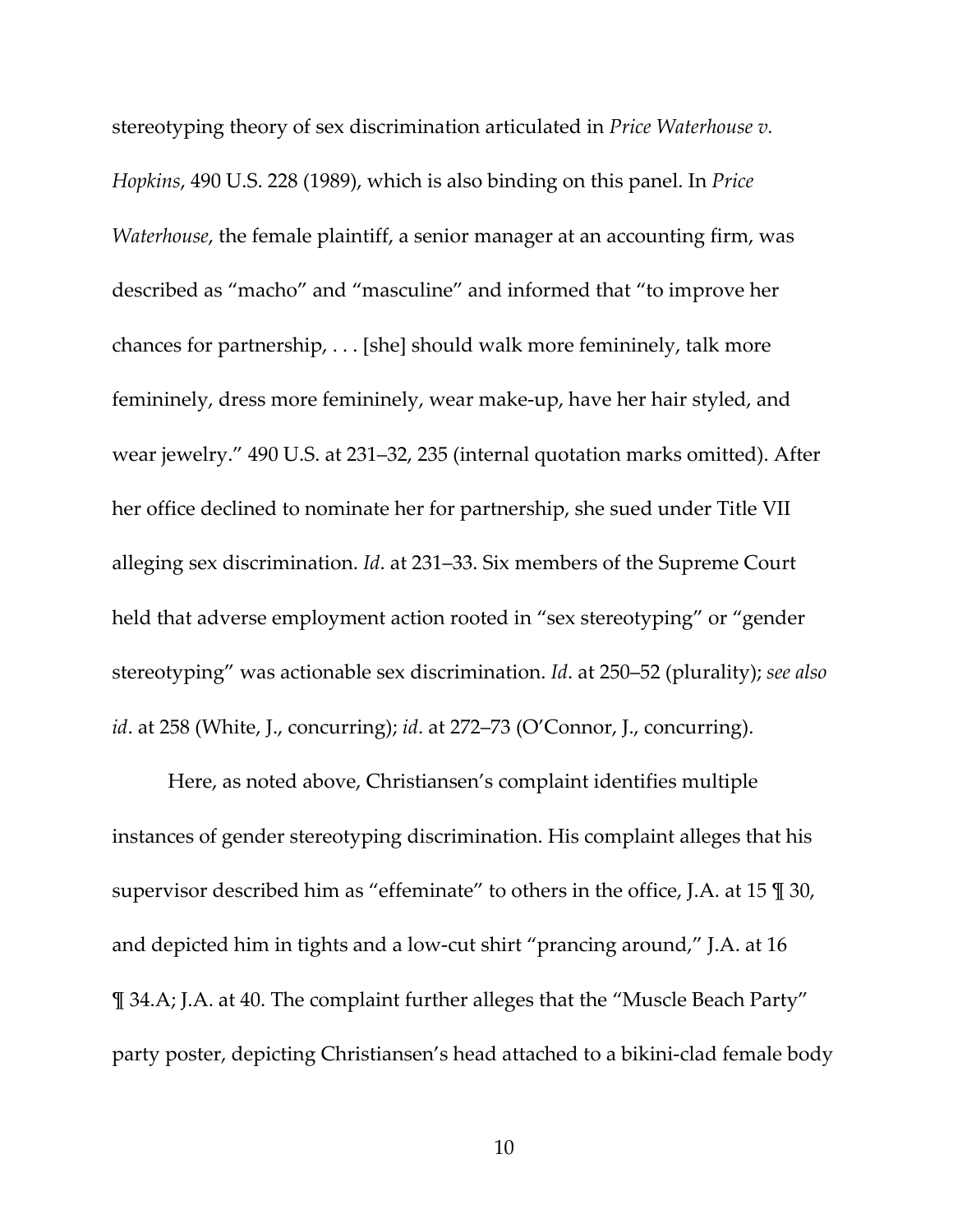stereotyping theory of sex discrimination articulated in *Price Waterhouse v. Hopkins*, 490 U.S. 228 (1989), which is also binding on this panel. In *Price Waterhouse*, the female plaintiff, a senior manager at an accounting firm, was described as "macho" and "masculine" and informed that "to improve her chances for partnership, . . . [she] should walk more femininely, talk more femininely, dress more femininely, wear make-up, have her hair styled, and wear jewelry." 490 U.S. at 231–32, 235 (internal quotation marks omitted). After her office declined to nominate her for partnership, she sued under Title VII alleging sex discrimination. *Id*. at 231–33. Six members of the Supreme Court held that adverse employment action rooted in "sex stereotyping" or "gender stereotyping" was actionable sex discrimination. *Id*. at 250–52 (plurality); *see also id*. at 258 (White, J., concurring); *id*. at 272–73 (O'Connor, J., concurring).

Here, as noted above, Christiansen's complaint identifies multiple instances of gender stereotyping discrimination. His complaint alleges that his supervisor described him as "effeminate" to others in the office, J.A. at 15 ¶ 30, and depicted him in tights and a low-cut shirt "prancing around," J.A. at 16 ¶ 34.A; J.A. at 40. The complaint further alleges that the "Muscle Beach Party" party poster, depicting Christiansen's head attached to a bikini-clad female body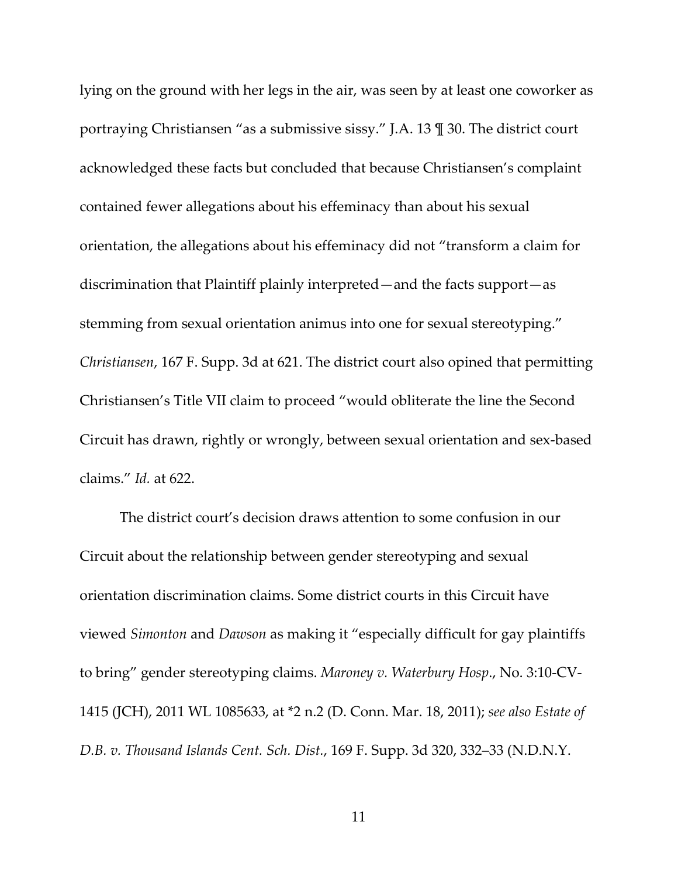lying on the ground with her legs in the air, was seen by at least one coworker as portraying Christiansen "as a submissive sissy." J.A. 13 ¶ 30. The district court acknowledged these facts but concluded that because Christiansen's complaint contained fewer allegations about his effeminacy than about his sexual orientation, the allegations about his effeminacy did not "transform a claim for discrimination that Plaintiff plainly interpreted—and the facts support—as stemming from sexual orientation animus into one for sexual stereotyping." *Christiansen*, 167 F. Supp. 3d at 621. The district court also opined that permitting Christiansen's Title VII claim to proceed "would obliterate the line the Second Circuit has drawn, rightly or wrongly, between sexual orientation and sex-based claims." *Id.* at 622.

The district court's decision draws attention to some confusion in our Circuit about the relationship between gender stereotyping and sexual orientation discrimination claims. Some district courts in this Circuit have viewed *Simonton* and *Dawson* as making it "especially difficult for gay plaintiffs to bring" gender stereotyping claims. *Maroney v. Waterbury Hosp.*, No. 3:10-CV-1415 (JCH), 2011 WL 1085633, at *2 n.2 (D. Conn. Mar. 18, 2011); *see also Estate of D.B. v. Thousand Islands Cent. Sch. Dist.*, 169 F. Supp. 3d 320, 332–33 (N.D.N.Y.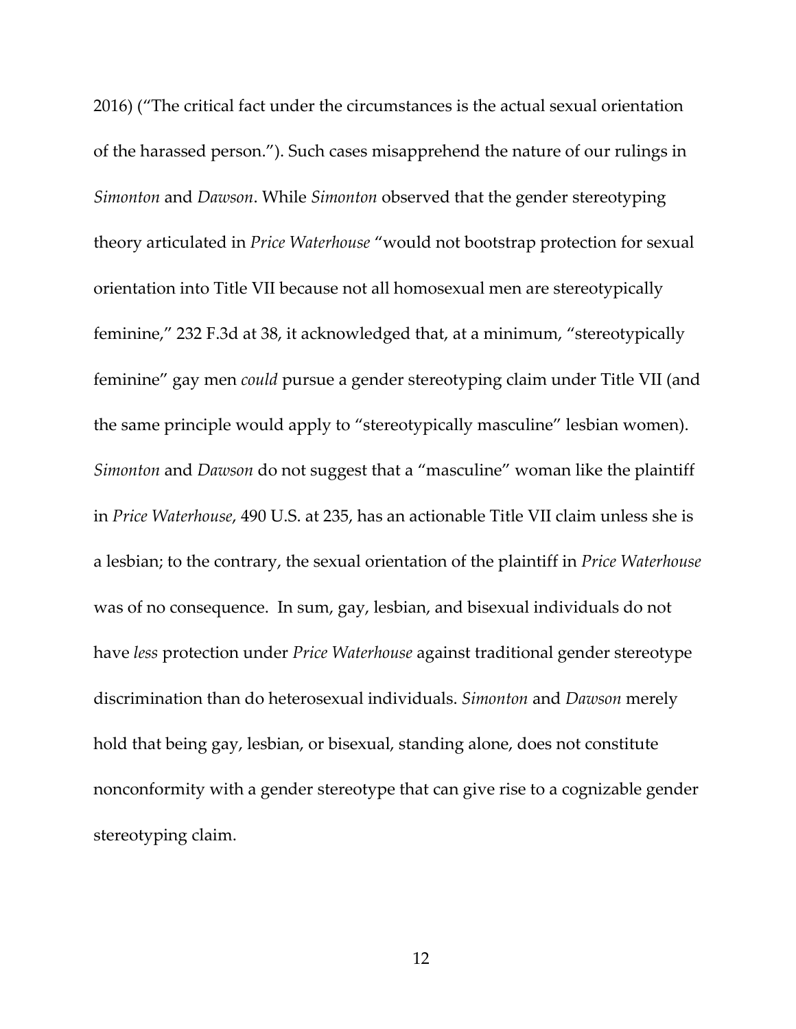2016) ("The critical fact under the circumstances is the actual sexual orientation of the harassed person."). Such cases misapprehend the nature of our rulings in *Simonton* and *Dawson*. While *Simonton* observed that the gender stereotyping theory articulated in *Price Waterhouse* "would not bootstrap protection for sexual orientation into Title VII because not all homosexual men are stereotypically feminine," 232 F.3d at 38, it acknowledged that, at a minimum, "stereotypically feminine" gay men *could* pursue a gender stereotyping claim under Title VII (and the same principle would apply to "stereotypically masculine" lesbian women). *Simonton* and *Dawson* do not suggest that a "masculine" woman like the plaintiff in *Price Waterhouse*, 490 U.S. at 235, has an actionable Title VII claim unless she is a lesbian; to the contrary, the sexual orientation of the plaintiff in *Price Waterhouse* was of no consequence. In sum, gay, lesbian, and bisexual individuals do not have *less* protection under *Price Waterhouse* against traditional gender stereotype discrimination than do heterosexual individuals. *Simonton* and *Dawson* merely hold that being gay, lesbian, or bisexual, standing alone, does not constitute nonconformity with a gender stereotype that can give rise to a cognizable gender stereotyping claim.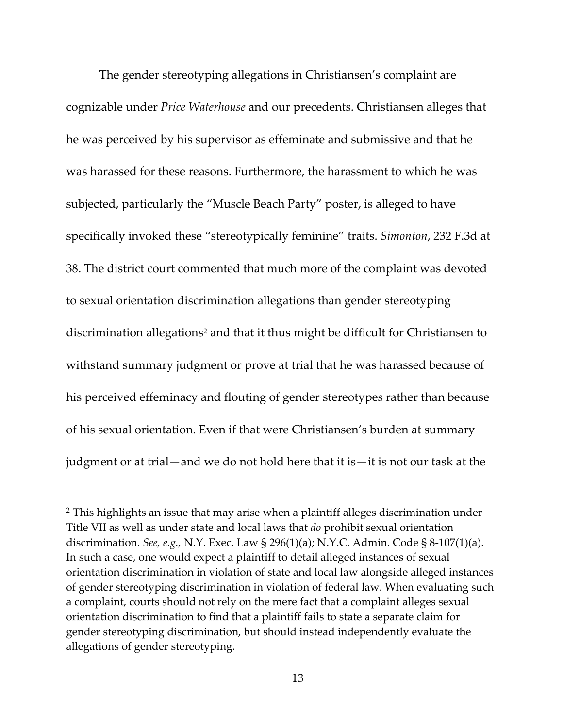The gender stereotyping allegations in Christiansen's complaint are cognizable under *Price Waterhouse* and our precedents. Christiansen alleges that he was perceived by his supervisor as effeminate and submissive and that he was harassed for these reasons. Furthermore, the harassment to which he was subjected, particularly the "Muscle Beach Party" poster, is alleged to have specifically invoked these "stereotypically feminine" traits. *Simonton*, 232 F.3d at 38. The district court commented that much more of the complaint was devoted to sexual orientation discrimination allegations than gender stereotyping discrimination allegations[2] and that it thus might be difficult for Christiansen to withstand summary judgment or prove at trial that he was harassed because of his perceived effeminacy and flouting of gender stereotypes rather than because of his sexual orientation. Even if that were Christiansen's burden at summary judgment or at trial—and we do not hold here that it is—it is not our task at the

---

[2] This highlights an issue that may arise when a plaintiff alleges discrimination under Title VII as well as under state and local laws that *do* prohibit sexual orientation discrimination. *See, e.g.,* N.Y. Exec. Law § 296(1)(a); N.Y.C. Admin. Code § 8-107(1)(a). In such a case, one would expect a plaintiff to detail alleged instances of sexual orientation discrimination in violation of state and local law alongside alleged instances of gender stereotyping discrimination in violation of federal law. When evaluating such a complaint, courts should not rely on the mere fact that a complaint alleges sexual orientation discrimination to find that a plaintiff fails to state a separate claim for gender stereotyping discrimination, but should instead independently evaluate the allegations of gender stereotyping.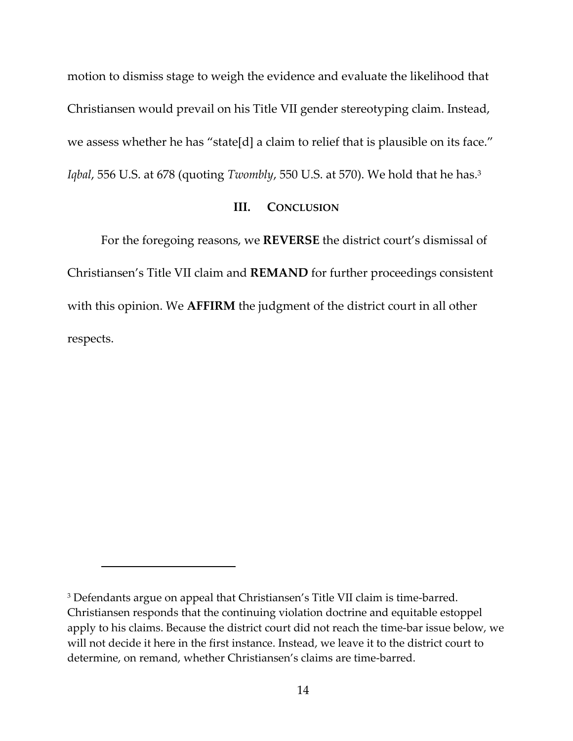motion to dismiss stage to weigh the evidence and evaluate the likelihood that Christiansen would prevail on his Title VII gender stereotyping claim. Instead, we assess whether he has "state[d] a claim to relief that is plausible on its face." *Iqbal*, 556 U.S. at 678 (quoting *Twombly*, 550 U.S. at 570). We hold that he has.[3]

## III. CONCLUSION

For the foregoing reasons, we **REVERSE** the district court's dismissal of Christiansen's Title VII claim and **REMAND** for further proceedings consistent with this opinion. We **AFFIRM** the judgment of the district court in all other respects.

---

[3] Defendants argue on appeal that Christiansen's Title VII claim is time-barred. Christiansen responds that the continuing violation doctrine and equitable estoppel apply to his claims. Because the district court did not reach the time-bar issue below, we will not decide it here in the first instance. Instead, we leave it to the district court to determine, on remand, whether Christiansen's claims are time-barred.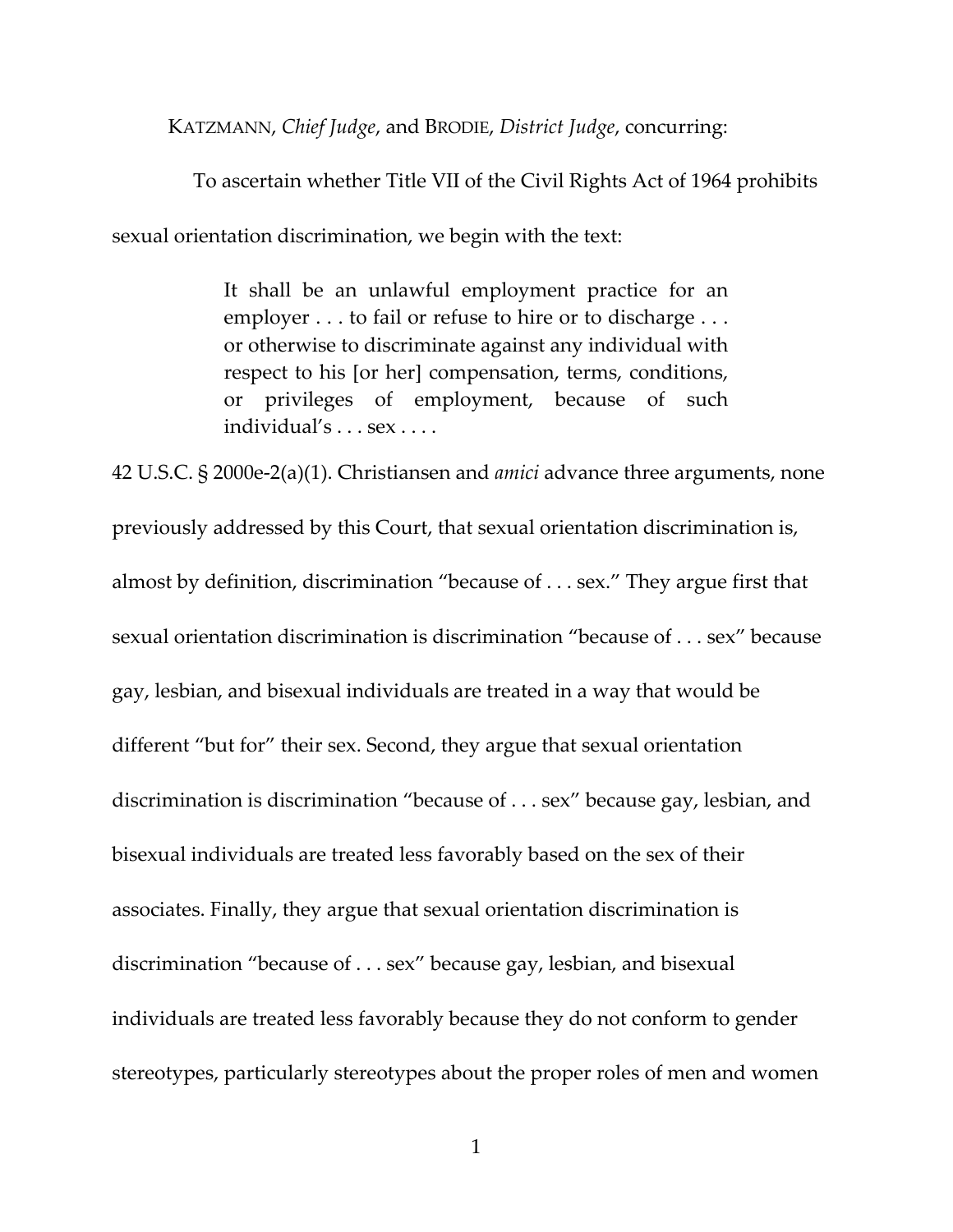KATZMANN, *Chief Judge*, and BRODIE, *District Judge*, concurring:

To ascertain whether Title VII of the Civil Rights Act of 1964 prohibits sexual orientation discrimination, we begin with the text:

> It shall be an unlawful employment practice for an employer . . . to fail or refuse to hire or to discharge . . . or otherwise to discriminate against any individual with respect to his [or her] compensation, terms, conditions, or privileges of employment, because of such individual's . . . sex . . . .

42 U.S.C. § 2000e-2(a)(1). Christiansen and *amici* advance three arguments, none previously addressed by this Court, that sexual orientation discrimination is, almost by definition, discrimination "because of . . . sex." They argue first that sexual orientation discrimination is discrimination "because of . . . sex" because gay, lesbian, and bisexual individuals are treated in a way that would be different "but for" their sex. Second, they argue that sexual orientation discrimination is discrimination "because of . . . sex" because gay, lesbian, and bisexual individuals are treated less favorably based on the sex of their associates. Finally, they argue that sexual orientation discrimination is discrimination "because of . . . sex" because gay, lesbian, and bisexual individuals are treated less favorably because they do not conform to gender stereotypes, particularly stereotypes about the proper roles of men and women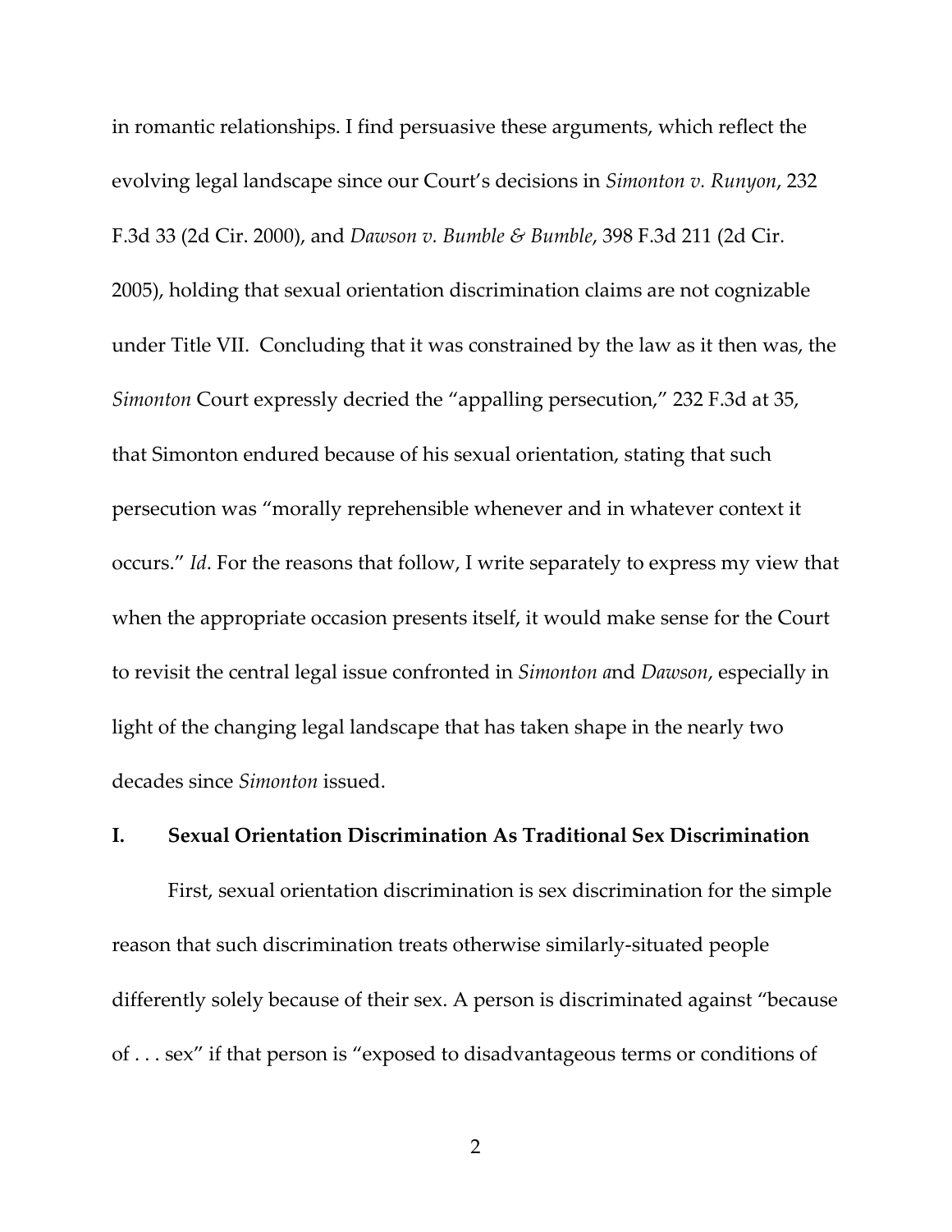in romantic relationships. I find persuasive these arguments, which reflect the evolving legal landscape since our Court's decisions in *Simonton v. Runyon*, 232 F.3d 33 (2d Cir. 2000), and *Dawson v. Bumble & Bumble*, 398 F.3d 211 (2d Cir. 2005), holding that sexual orientation discrimination claims are not cognizable under Title VII. Concluding that it was constrained by the law as it then was, the *Simonton* Court expressly decried the "appalling persecution," 232 F.3d at 35, that Simonton endured because of his sexual orientation, stating that such persecution was "morally reprehensible whenever and in whatever context it occurs." *Id*. For the reasons that follow, I write separately to express my view that when the appropriate occasion presents itself, it would make sense for the Court to revisit the central legal issue confronted in *Simonton a*nd *Dawson*, especially in light of the changing legal landscape that has taken shape in the nearly two decades since *Simonton* issued.

## I. Sexual Orientation Discrimination As Traditional Sex Discrimination

First, sexual orientation discrimination is sex discrimination for the simple reason that such discrimination treats otherwise similarly-situated people differently solely because of their sex. A person is discriminated against "because of . . . sex" if that person is "exposed to disadvantageous terms or conditions of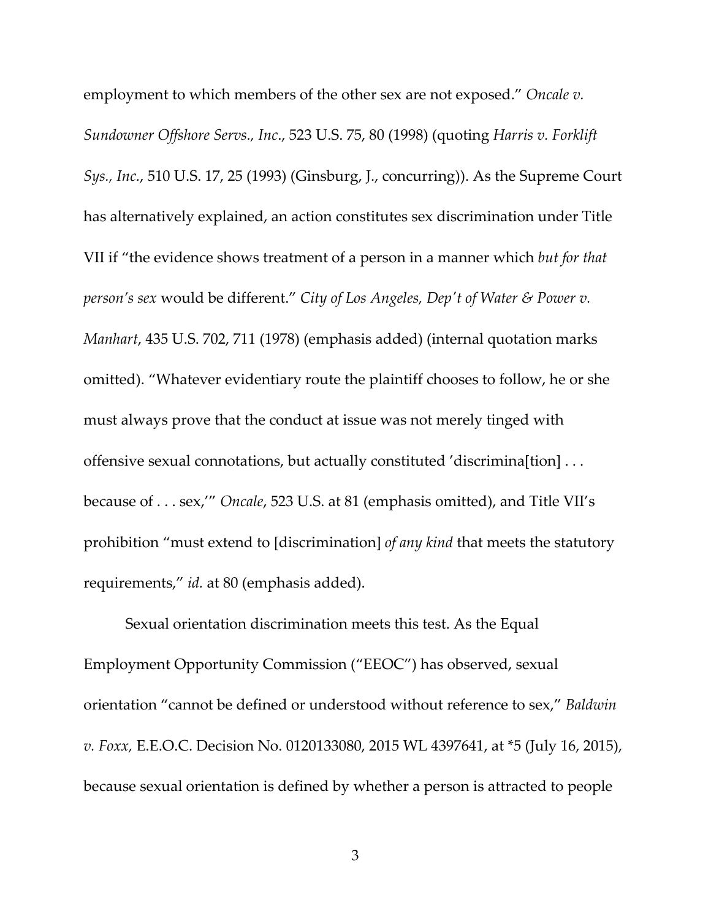employment to which members of the other sex are not exposed." *Oncale v. Sundowner Offshore Servs., Inc.*, 523 U.S. 75, 80 (1998) (quoting *Harris v. Forklift Sys., Inc.*, 510 U.S. 17, 25 (1993) (Ginsburg, J., concurring)). As the Supreme Court has alternatively explained, an action constitutes sex discrimination under Title VII if "the evidence shows treatment of a person in a manner which *but for that person's sex* would be different." *City of Los Angeles, Dep't of Water & Power v. Manhart*, 435 U.S. 702, 711 (1978) (emphasis added) (internal quotation marks omitted). "Whatever evidentiary route the plaintiff chooses to follow, he or she must always prove that the conduct at issue was not merely tinged with offensive sexual connotations, but actually constituted 'discrimina[tion] . . . because of . . . sex,'" *Oncale*, 523 U.S. at 81 (emphasis omitted), and Title VII's prohibition "must extend to [discrimination] *of any kind* that meets the statutory requirements," *id.* at 80 (emphasis added).

Sexual orientation discrimination meets this test. As the Equal Employment Opportunity Commission ("EEOC") has observed, sexual orientation "cannot be defined or understood without reference to sex," *Baldwin v. Foxx,* E.E.O.C. Decision No. 0120133080, 2015 WL 4397641, at *5 (July 16, 2015), because sexual orientation is defined by whether a person is attracted to people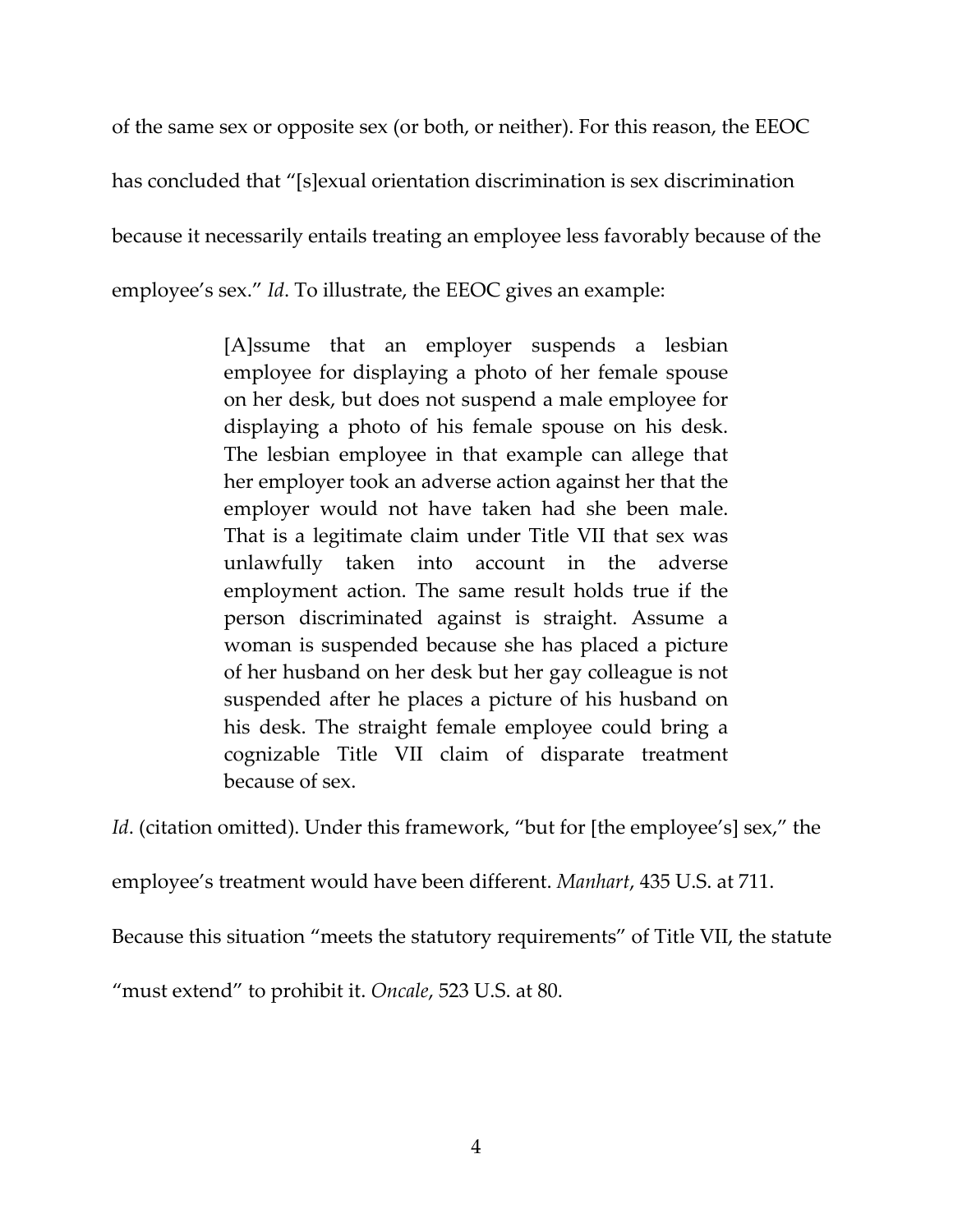of the same sex or opposite sex (or both, or neither). For this reason, the EEOC has concluded that "[s]exual orientation discrimination is sex discrimination because it necessarily entails treating an employee less favorably because of the employee's sex." *Id*. To illustrate, the EEOC gives an example:

> [A]ssume that an employer suspends a lesbian employee for displaying a photo of her female spouse on her desk, but does not suspend a male employee for displaying a photo of his female spouse on his desk. The lesbian employee in that example can allege that her employer took an adverse action against her that the employer would not have taken had she been male. That is a legitimate claim under Title VII that sex was unlawfully taken into account in the adverse employment action. The same result holds true if the person discriminated against is straight. Assume a woman is suspended because she has placed a picture of her husband on her desk but her gay colleague is not suspended after he places a picture of his husband on his desk. The straight female employee could bring a cognizable Title VII claim of disparate treatment because of sex.

*Id*. (citation omitted). Under this framework, "but for [the employee's] sex," the employee's treatment would have been different. *Manhart*, 435 U.S. at 711. Because this situation "meets the statutory requirements" of Title VII, the statute "must extend" to prohibit it. *Oncale*, 523 U.S. at 80.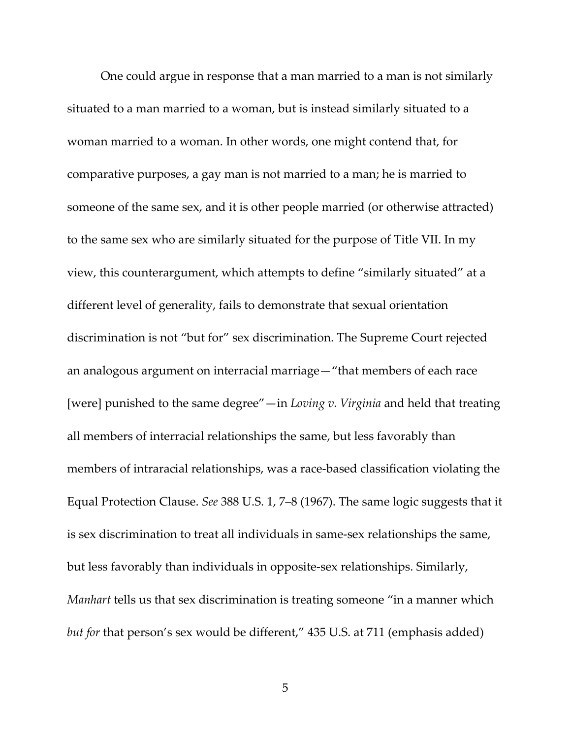One could argue in response that a man married to a man is not similarly situated to a man married to a woman, but is instead similarly situated to a woman married to a woman. In other words, one might contend that, for comparative purposes, a gay man is not married to a man; he is married to someone of the same sex, and it is other people married (or otherwise attracted) to the same sex who are similarly situated for the purpose of Title VII. In my view, this counterargument, which attempts to define "similarly situated" at a different level of generality, fails to demonstrate that sexual orientation discrimination is not "but for" sex discrimination. The Supreme Court rejected an analogous argument on interracial marriage—"that members of each race [were] punished to the same degree"—in *Loving v. Virginia* and held that treating all members of interracial relationships the same, but less favorably than members of intraracial relationships, was a race-based classification violating the Equal Protection Clause. *See* 388 U.S. 1, 7–8 (1967). The same logic suggests that it is sex discrimination to treat all individuals in same-sex relationships the same, but less favorably than individuals in opposite-sex relationships. Similarly, *Manhart* tells us that sex discrimination is treating someone "in a manner which *but for* that person's sex would be different," 435 U.S. at 711 (emphasis added)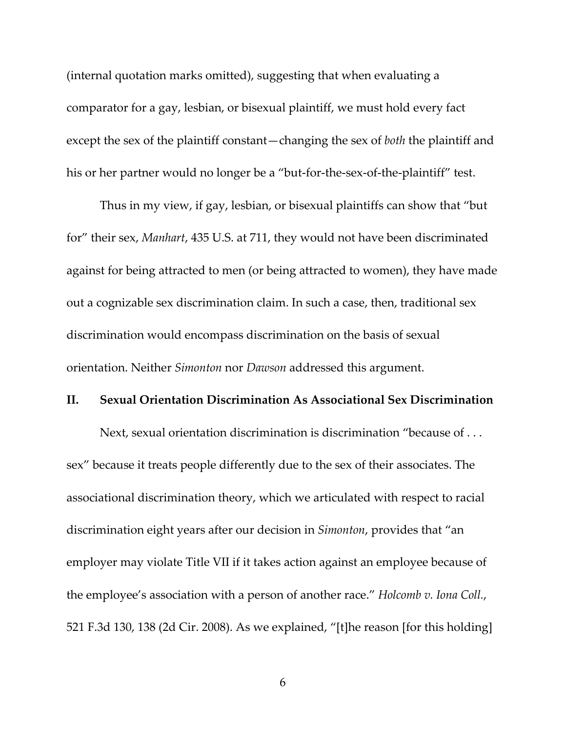(internal quotation marks omitted), suggesting that when evaluating a comparator for a gay, lesbian, or bisexual plaintiff, we must hold every fact except the sex of the plaintiff constant—changing the sex of *both* the plaintiff and his or her partner would no longer be a "but-for-the-sex-of-the-plaintiff" test.

Thus in my view, if gay, lesbian, or bisexual plaintiffs can show that "but for" their sex, *Manhart*, 435 U.S. at 711, they would not have been discriminated against for being attracted to men (or being attracted to women), they have made out a cognizable sex discrimination claim. In such a case, then, traditional sex discrimination would encompass discrimination on the basis of sexual orientation. Neither *Simonton* nor *Dawson* addressed this argument.

## II. Sexual Orientation Discrimination As Associational Sex Discrimination

Next, sexual orientation discrimination is discrimination "because of . . . sex" because it treats people differently due to the sex of their associates. The associational discrimination theory, which we articulated with respect to racial discrimination eight years after our decision in *Simonton*, provides that "an employer may violate Title VII if it takes action against an employee because of the employee's association with a person of another race." *Holcomb v. Iona Coll.*, 521 F.3d 130, 138 (2d Cir. 2008). As we explained, "[t]he reason [for this holding]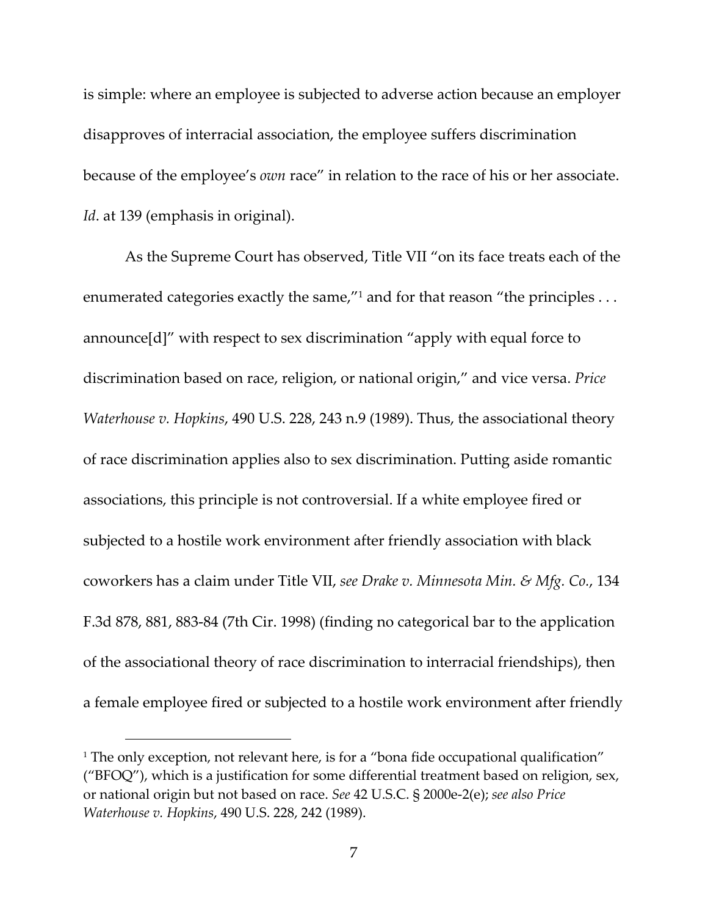is simple: where an employee is subjected to adverse action because an employer disapproves of interracial association, the employee suffers discrimination because of the employee's *own* race" in relation to the race of his or her associate. *Id*. at 139 (emphasis in original).

As the Supreme Court has observed, Title VII "on its face treats each of the enumerated categories exactly the same,"[1] and for that reason "the principles . . . announce[d]" with respect to sex discrimination "apply with equal force to discrimination based on race, religion, or national origin," and vice versa. *Price Waterhouse v. Hopkins*, 490 U.S. 228, 243 n.9 (1989). Thus, the associational theory of race discrimination applies also to sex discrimination. Putting aside romantic associations, this principle is not controversial. If a white employee fired or subjected to a hostile work environment after friendly association with black coworkers has a claim under Title VII, *see Drake v. Minnesota Min. & Mfg. Co.*, 134 F.3d 878, 881, 883-84 (7th Cir. 1998) (finding no categorical bar to the application of the associational theory of race discrimination to interracial friendships), then a female employee fired or subjected to a hostile work environment after friendly

[1] The only exception, not relevant here, is for a "bona fide occupational qualification" ("BFOQ"), which is a justification for some differential treatment based on religion, sex, or national origin but not based on race. *See* 42 U.S.C. § 2000e-2(e); *see also Price Waterhouse v. Hopkins*, 490 U.S. 228, 242 (1989).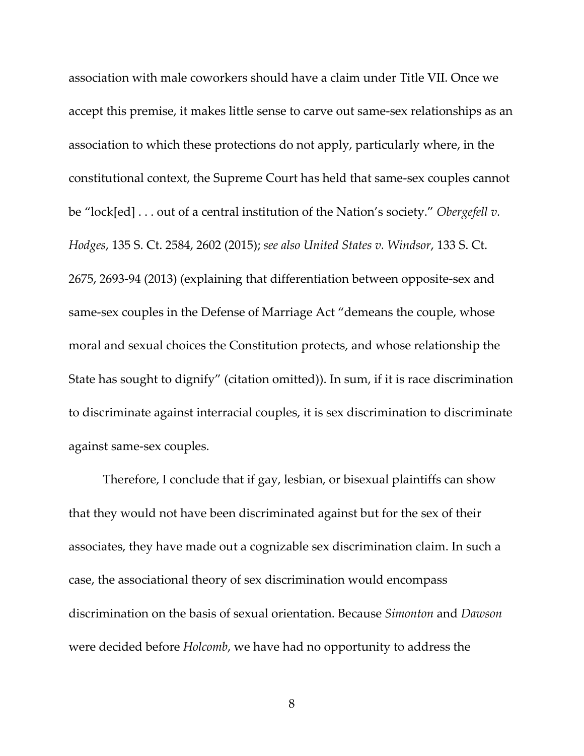association with male coworkers should have a claim under Title VII. Once we accept this premise, it makes little sense to carve out same-sex relationships as an association to which these protections do not apply, particularly where, in the constitutional context, the Supreme Court has held that same-sex couples cannot be "lock[ed] . . . out of a central institution of the Nation's society." *Obergefell v. Hodges*, 135 S. Ct. 2584, 2602 (2015); *see also United States v. Windsor*, 133 S. Ct. 2675, 2693-94 (2013) (explaining that differentiation between opposite-sex and same-sex couples in the Defense of Marriage Act "demeans the couple, whose moral and sexual choices the Constitution protects, and whose relationship the State has sought to dignify" (citation omitted)). In sum, if it is race discrimination to discriminate against interracial couples, it is sex discrimination to discriminate against same-sex couples.

Therefore, I conclude that if gay, lesbian, or bisexual plaintiffs can show that they would not have been discriminated against but for the sex of their associates, they have made out a cognizable sex discrimination claim. In such a case, the associational theory of sex discrimination would encompass discrimination on the basis of sexual orientation. Because *Simonton* and *Dawson* were decided before *Holcomb*, we have had no opportunity to address the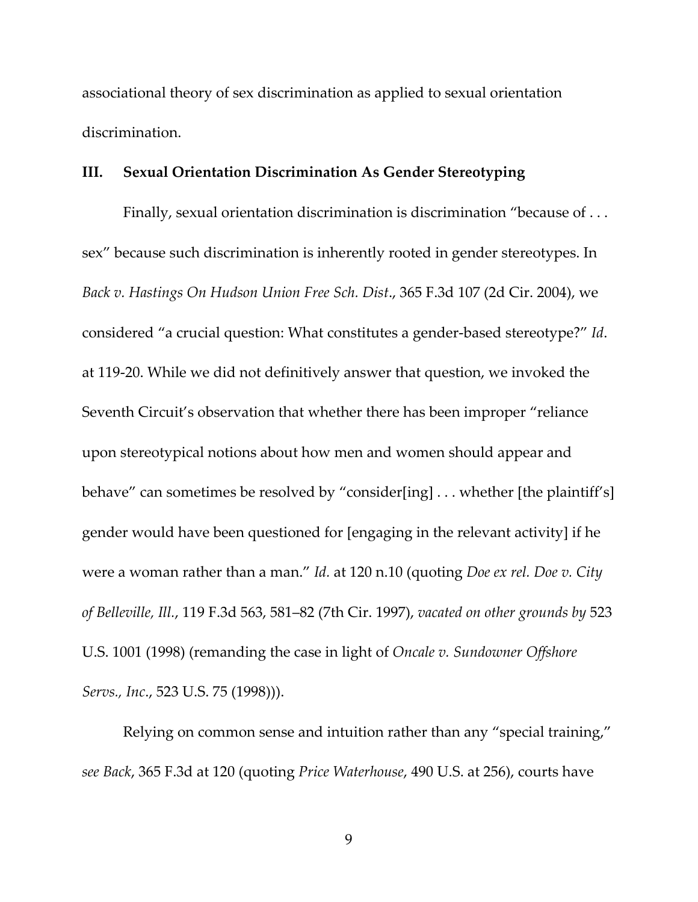associational theory of sex discrimination as applied to sexual orientation discrimination.

## III. Sexual Orientation Discrimination As Gender Stereotyping

Finally, sexual orientation discrimination is discrimination "because of . . . sex" because such discrimination is inherently rooted in gender stereotypes. In *Back v. Hastings On Hudson Union Free Sch. Dist*., 365 F.3d 107 (2d Cir. 2004), we considered "a crucial question: What constitutes a gender-based stereotype?" *Id*. at 119-20. While we did not definitively answer that question, we invoked the Seventh Circuit's observation that whether there has been improper "reliance upon stereotypical notions about how men and women should appear and behave" can sometimes be resolved by "consider[ing] . . . whether [the plaintiff's] gender would have been questioned for [engaging in the relevant activity] if he were a woman rather than a man." *Id.* at 120 n.10 (quoting *Doe ex rel. Doe v. City of Belleville, Ill.*, 119 F.3d 563, 581–82 (7th Cir. 1997), *vacated on other grounds by* 523 U.S. 1001 (1998) (remanding the case in light of *Oncale v. Sundowner Offshore Servs., Inc*., 523 U.S. 75 (1998))).

Relying on common sense and intuition rather than any "special training," *see Back*, 365 F.3d at 120 (quoting *Price Waterhouse*, 490 U.S. at 256), courts have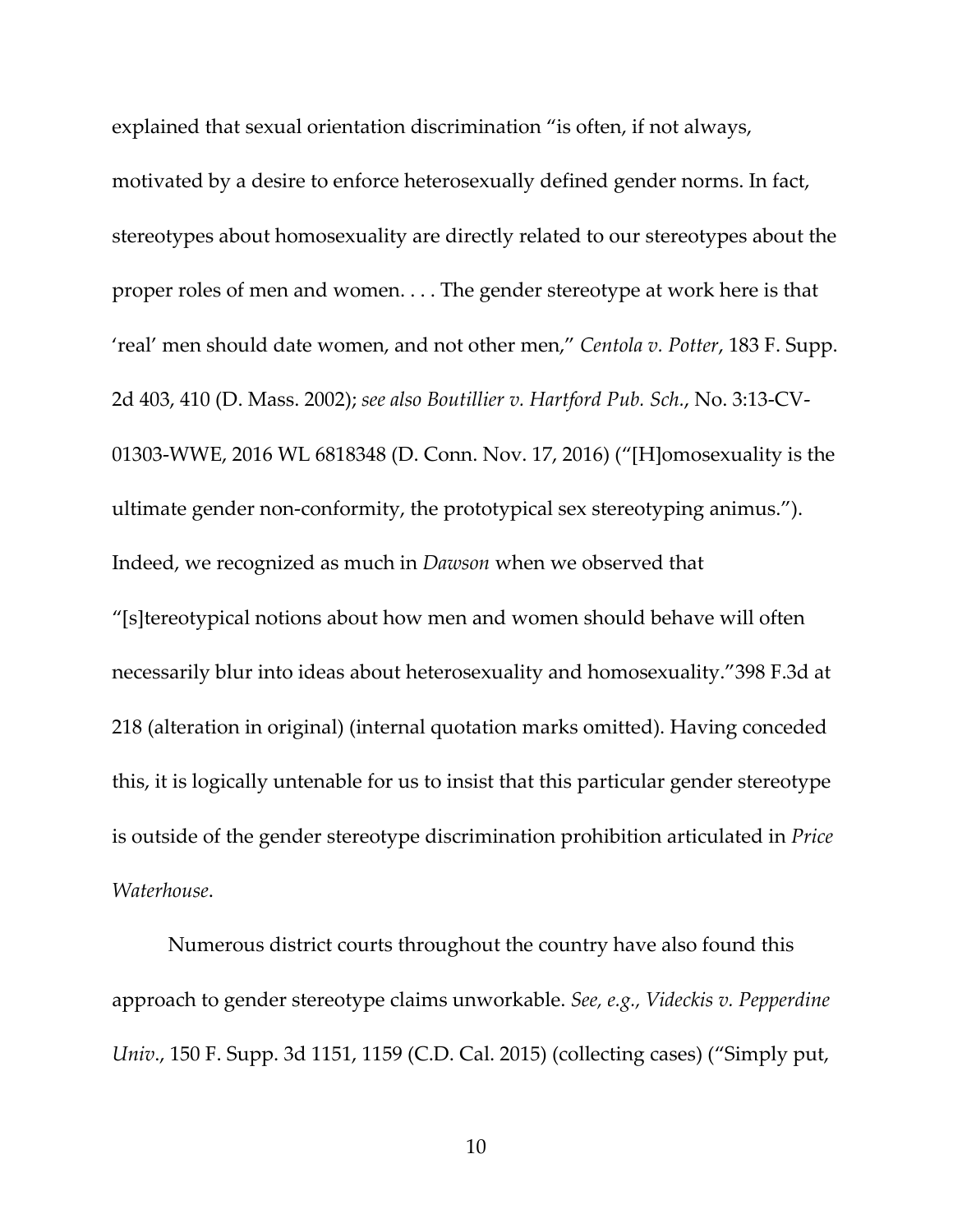explained that sexual orientation discrimination "is often, if not always, motivated by a desire to enforce heterosexually defined gender norms. In fact, stereotypes about homosexuality are directly related to our stereotypes about the proper roles of men and women. . . . The gender stereotype at work here is that 'real' men should date women, and not other men," *Centola v. Potter*, 183 F. Supp. 2d 403, 410 (D. Mass. 2002); *see also Boutillier v. Hartford Pub. Sch.*, No. 3:13-CV-01303-WWE, 2016 WL 6818348 (D. Conn. Nov. 17, 2016) ("[H]omosexuality is the ultimate gender non-conformity, the prototypical sex stereotyping animus."). Indeed, we recognized as much in *Dawson* when we observed that "[s]tereotypical notions about how men and women should behave will often necessarily blur into ideas about heterosexuality and homosexuality."398 F.3d at 218 (alteration in original) (internal quotation marks omitted). Having conceded this, it is logically untenable for us to insist that this particular gender stereotype is outside of the gender stereotype discrimination prohibition articulated in *Price Waterhouse*.

Numerous district courts throughout the country have also found this approach to gender stereotype claims unworkable. *See, e.g., Videckis v. Pepperdine Univ.*, 150 F. Supp. 3d 1151, 1159 (C.D. Cal. 2015) (collecting cases) ("Simply put,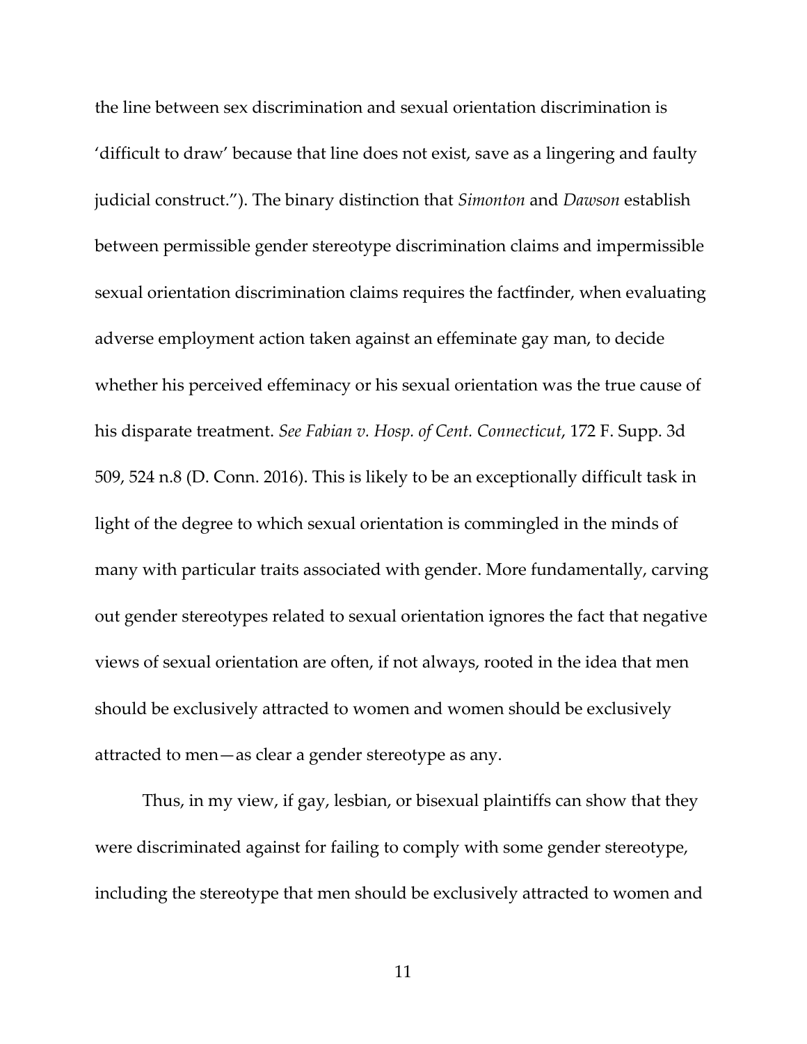the line between sex discrimination and sexual orientation discrimination is 'difficult to draw' because that line does not exist, save as a lingering and faulty judicial construct."). The binary distinction that *Simonton* and *Dawson* establish between permissible gender stereotype discrimination claims and impermissible sexual orientation discrimination claims requires the factfinder, when evaluating adverse employment action taken against an effeminate gay man, to decide whether his perceived effeminacy or his sexual orientation was the true cause of his disparate treatment. *See Fabian v. Hosp. of Cent. Connecticut*, 172 F. Supp. 3d 509, 524 n.8 (D. Conn. 2016). This is likely to be an exceptionally difficult task in light of the degree to which sexual orientation is commingled in the minds of many with particular traits associated with gender. More fundamentally, carving out gender stereotypes related to sexual orientation ignores the fact that negative views of sexual orientation are often, if not always, rooted in the idea that men should be exclusively attracted to women and women should be exclusively attracted to men—as clear a gender stereotype as any.

Thus, in my view, if gay, lesbian, or bisexual plaintiffs can show that they were discriminated against for failing to comply with some gender stereotype, including the stereotype that men should be exclusively attracted to women and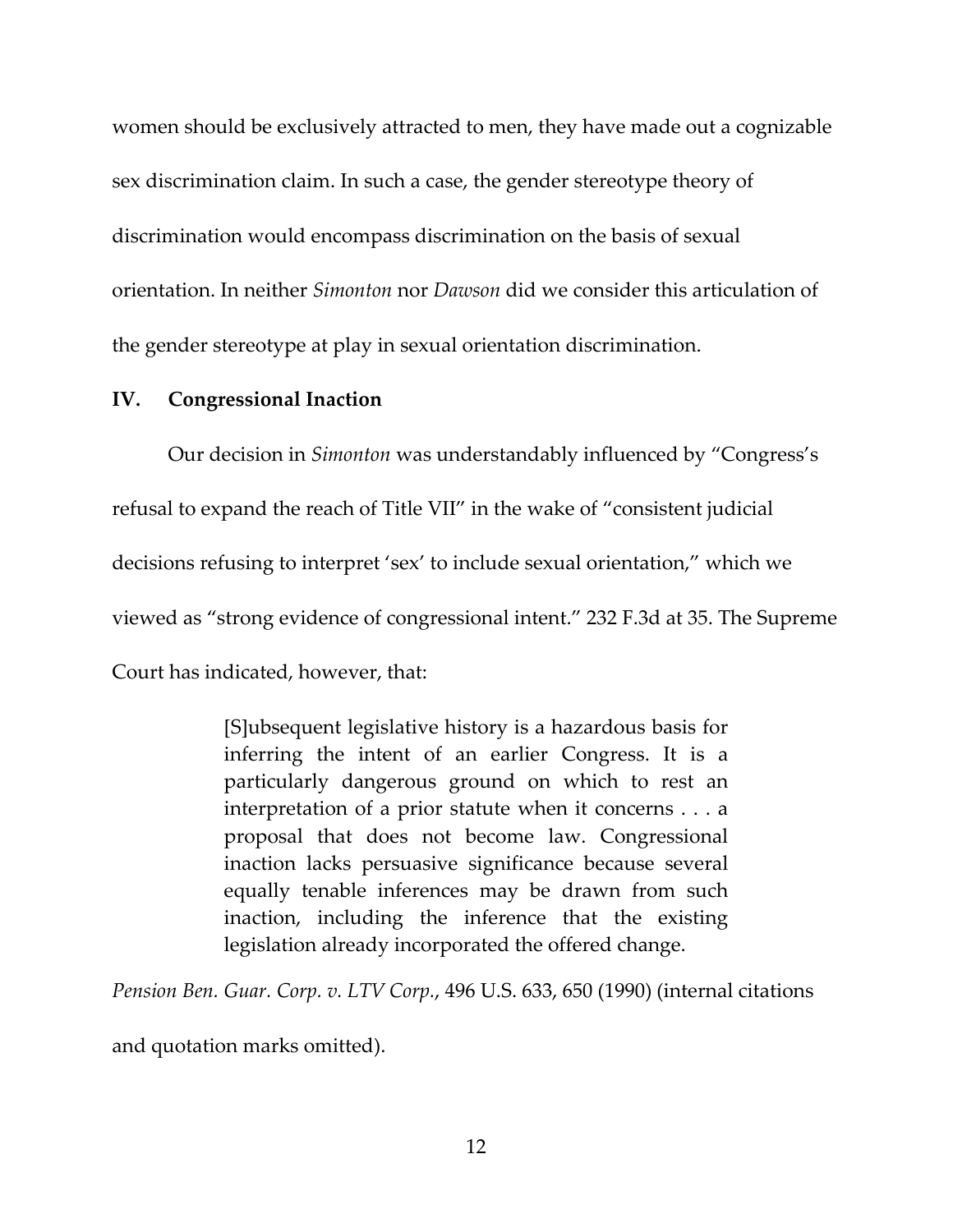women should be exclusively attracted to men, they have made out a cognizable sex discrimination claim. In such a case, the gender stereotype theory of discrimination would encompass discrimination on the basis of sexual orientation. In neither *Simonton* nor *Dawson* did we consider this articulation of the gender stereotype at play in sexual orientation discrimination.

## IV. Congressional Inaction

Our decision in *Simonton* was understandably influenced by "Congress's refusal to expand the reach of Title VII" in the wake of "consistent judicial decisions refusing to interpret 'sex' to include sexual orientation," which we viewed as "strong evidence of congressional intent." 232 F.3d at 35. The Supreme Court has indicated, however, that:

> [S]ubsequent legislative history is a hazardous basis for inferring the intent of an earlier Congress. It is a particularly dangerous ground on which to rest an interpretation of a prior statute when it concerns . . . a proposal that does not become law. Congressional inaction lacks persuasive significance because several equally tenable inferences may be drawn from such inaction, including the inference that the existing legislation already incorporated the offered change.

*Pension Ben. Guar. Corp. v. LTV Corp.*, 496 U.S. 633, 650 (1990) (internal citations and quotation marks omitted).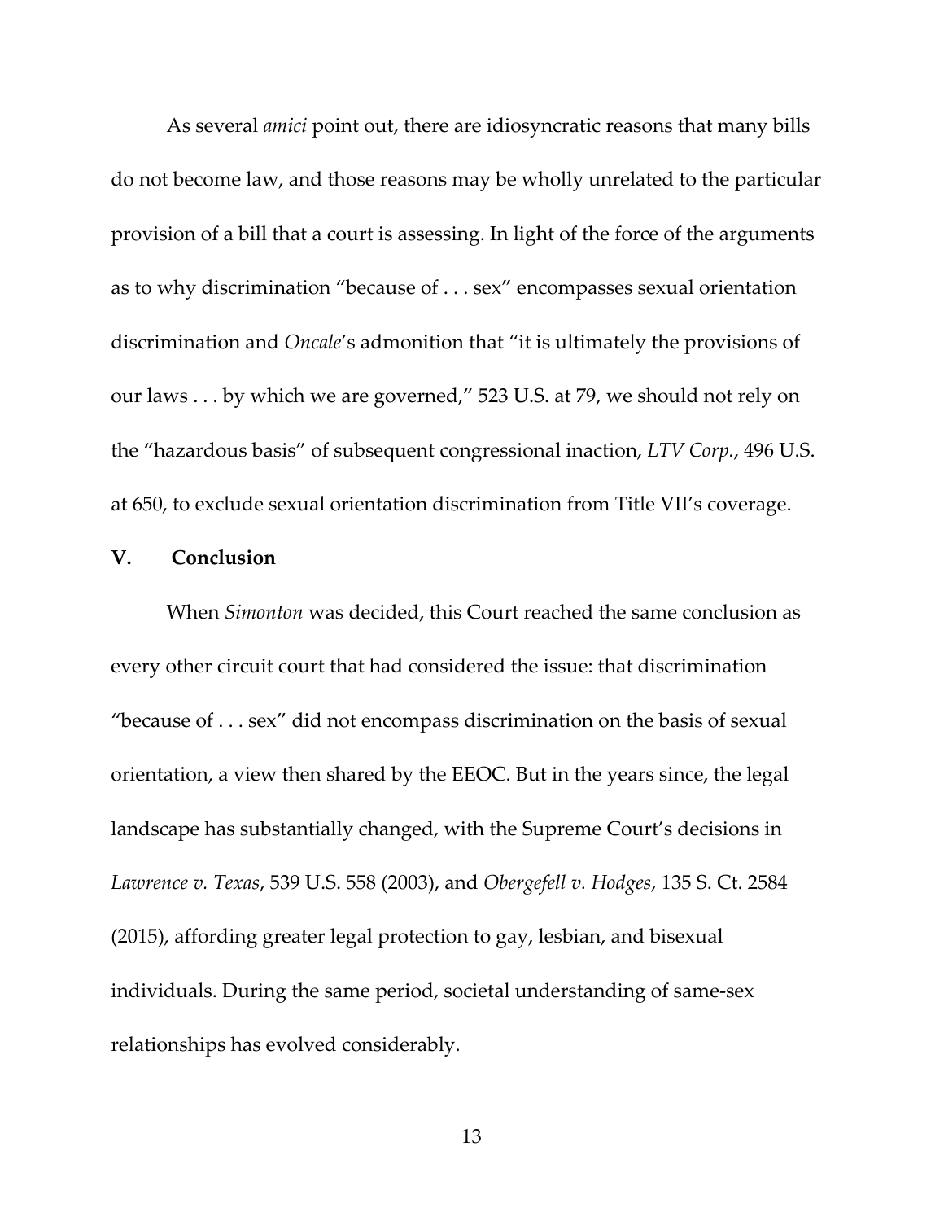As several *amici* point out, there are idiosyncratic reasons that many bills do not become law, and those reasons may be wholly unrelated to the particular provision of a bill that a court is assessing. In light of the force of the arguments as to why discrimination "because of . . . sex" encompasses sexual orientation discrimination and *Oncale*'s admonition that "it is ultimately the provisions of our laws . . . by which we are governed," 523 U.S. at 79, we should not rely on the "hazardous basis" of subsequent congressional inaction, *LTV Corp.*, 496 U.S. at 650, to exclude sexual orientation discrimination from Title VII's coverage.

## V. Conclusion

When *Simonton* was decided, this Court reached the same conclusion as every other circuit court that had considered the issue: that discrimination "because of . . . sex" did not encompass discrimination on the basis of sexual orientation, a view then shared by the EEOC. But in the years since, the legal landscape has substantially changed, with the Supreme Court's decisions in *Lawrence v. Texas*, 539 U.S. 558 (2003), and *Obergefell v. Hodges*, 135 S. Ct. 2584 (2015), affording greater legal protection to gay, lesbian, and bisexual individuals. During the same period, societal understanding of same-sex relationships has evolved considerably.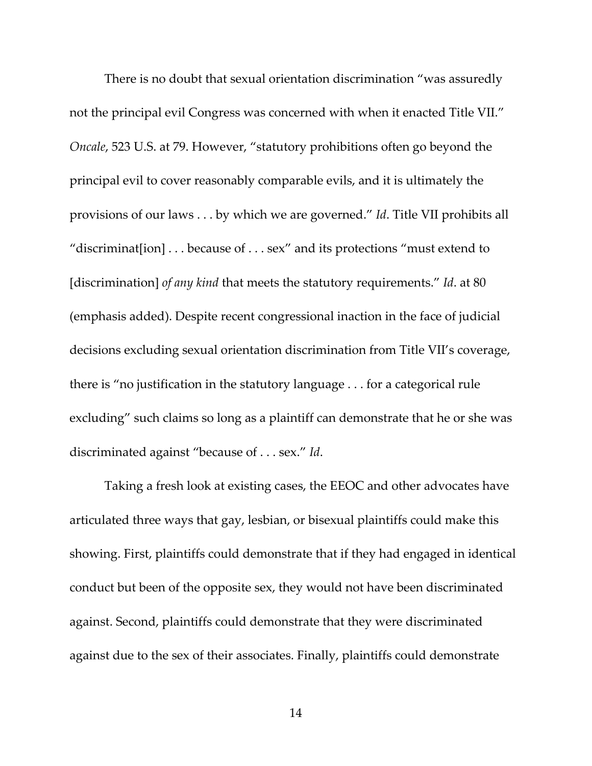There is no doubt that sexual orientation discrimination "was assuredly not the principal evil Congress was concerned with when it enacted Title VII." *Oncale*, 523 U.S. at 79. However, "statutory prohibitions often go beyond the principal evil to cover reasonably comparable evils, and it is ultimately the provisions of our laws . . . by which we are governed." *Id*. Title VII prohibits all "discriminat[ion] . . . because of . . . sex" and its protections "must extend to [discrimination] *of any kind* that meets the statutory requirements." *Id*. at 80 (emphasis added). Despite recent congressional inaction in the face of judicial decisions excluding sexual orientation discrimination from Title VII's coverage, there is "no justification in the statutory language . . . for a categorical rule excluding" such claims so long as a plaintiff can demonstrate that he or she was discriminated against "because of . . . sex." *Id.*

Taking a fresh look at existing cases, the EEOC and other advocates have articulated three ways that gay, lesbian, or bisexual plaintiffs could make this showing. First, plaintiffs could demonstrate that if they had engaged in identical conduct but been of the opposite sex, they would not have been discriminated against. Second, plaintiffs could demonstrate that they were discriminated against due to the sex of their associates. Finally, plaintiffs could demonstrate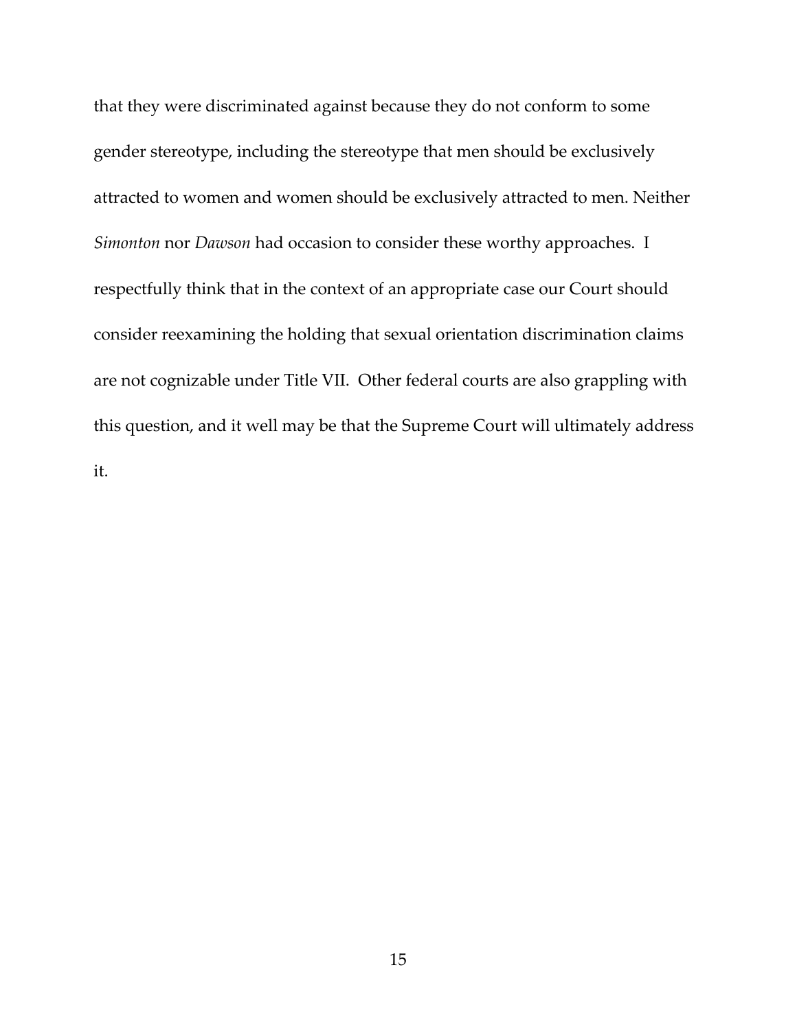that they were discriminated against because they do not conform to some gender stereotype, including the stereotype that men should be exclusively attracted to women and women should be exclusively attracted to men. Neither *Simonton* nor *Dawson* had occasion to consider these worthy approaches. I respectfully think that in the context of an appropriate case our Court should consider reexamining the holding that sexual orientation discrimination claims are not cognizable under Title VII. Other federal courts are also grappling with this question, and it well may be that the Supreme Court will ultimately address it.